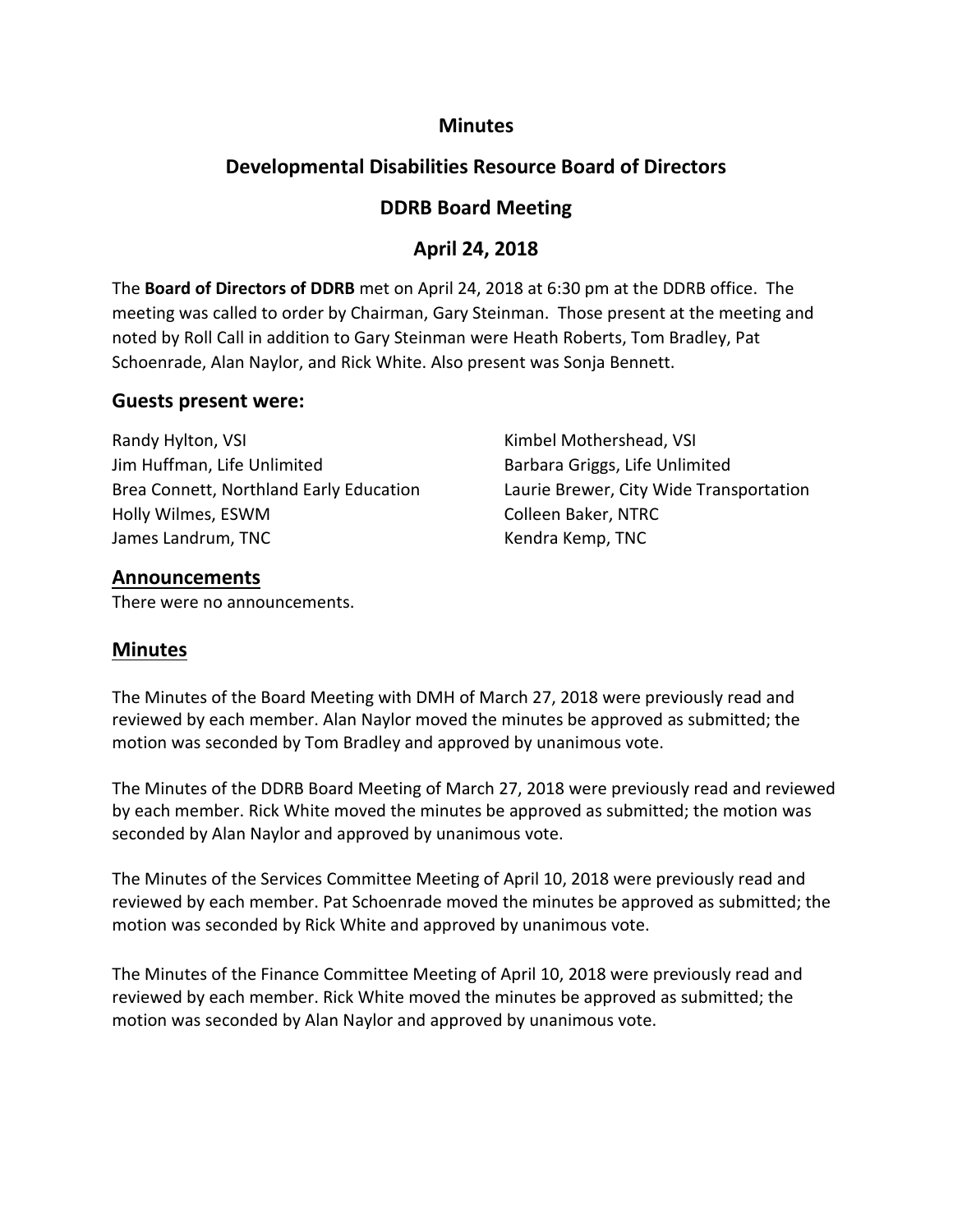# Minutes

## Developmental Disabilities Resource Board of Directors

## DDRB Board Meeting

## April 24, 2018

The **Board of Directors of DDRB** met on April 24, 2018 at 6:30 pm at the DDRB office. The meeting was called to order by Chairman, Gary Steinman. Those present at the meeting and noted by Roll Call in addition to Gary Steinman were Heath Roberts, Tom Bradley, Pat Schoenrade, Alan Naylor, and Rick White. Also present was Sonja Bennett.

### Guests present were:

Randy Hylton, VSI
Jim Huffman, Life Unlimited
Brea Connett, Northland Early Education
Holly Wilmes, ESWM
James Landrum, TNC
Kimbel Mothershead, VSI
Barbara Griggs, Life Unlimited
Laurie Brewer, City Wide Transportation
Colleen Baker, NTRC
Kendra Kemp, TNC

### Announcements

There were no announcements.

### Minutes

The Minutes of the Board Meeting with DMH of March 27, 2018 were previously read and reviewed by each member. Alan Naylor moved the minutes be approved as submitted; the motion was seconded by Tom Bradley and approved by unanimous vote.

The Minutes of the DDRB Board Meeting of March 27, 2018 were previously read and reviewed by each member. Rick White moved the minutes be approved as submitted; the motion was seconded by Alan Naylor and approved by unanimous vote.

The Minutes of the Services Committee Meeting of April 10, 2018 were previously read and reviewed by each member. Pat Schoenrade moved the minutes be approved as submitted; the motion was seconded by Rick White and approved by unanimous vote.

The Minutes of the Finance Committee Meeting of April 10, 2018 were previously read and reviewed by each member. Rick White moved the minutes be approved as submitted; the motion was seconded by Alan Naylor and approved by unanimous vote.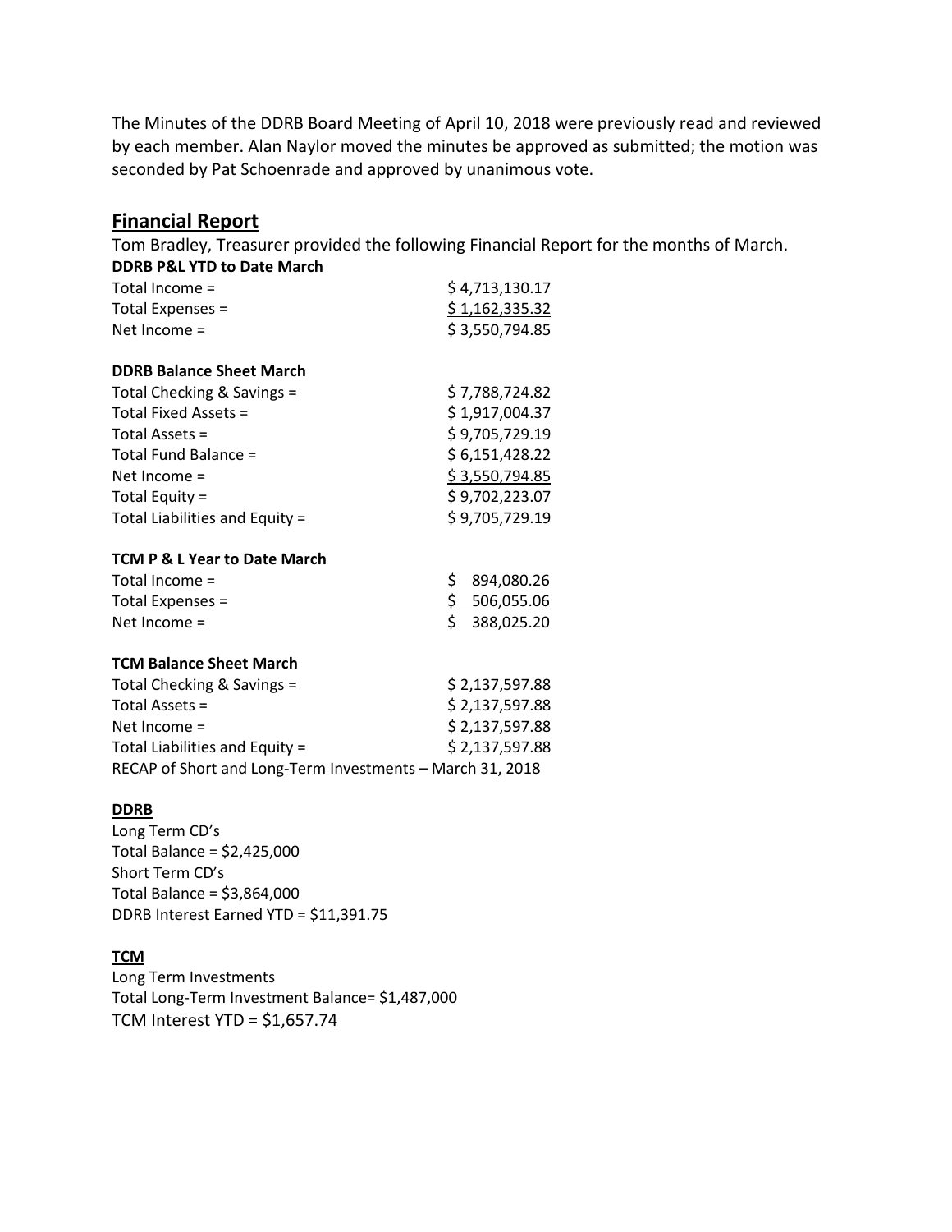The Minutes of the DDRB Board Meeting of April 10, 2018 were previously read and reviewed by each member. Alan Naylor moved the minutes be approved as submitted; the motion was seconded by Pat Schoenrade and approved by unanimous vote.

## Financial Report

Tom Bradley, Treasurer provided the following Financial Report for the months of March.

**DDRB P&L YTD to Date March**

| | |
|---|---|
| Total Income = | $ 4,713,130.17 |
| Total Expenses = | $ 1,162,335.32 |
| Net Income = | $ 3,550,794.85 |

**DDRB Balance Sheet March**

| | |
|---|---|
| Total Checking & Savings = | $ 7,788,724.82 |
| Total Fixed Assets = | $ 1,917,004.37 |
| Total Assets = | $ 9,705,729.19 |
| Total Fund Balance = | $ 6,151,428.22 |
| Net Income = | $ 3,550,794.85 |
| Total Equity = | $ 9,702,223.07 |
| Total Liabilities and Equity = | $ 9,705,729.19 |

**TCM P & L Year to Date March**

| | |
|---|---|
| Total Income = | $ 894,080.26 |
| Total Expenses = | $ 506,055.06 |
| Net Income = | $ 388,025.20 |

**TCM Balance Sheet March**

| | |
|---|---|
| Total Checking & Savings = | $ 2,137,597.88 |
| Total Assets = | $ 2,137,597.88 |
| Net Income = | $ 2,137,597.88 |
| Total Liabilities and Equity = | $ 2,137,597.88 |

RECAP of Short and Long-Term Investments – March 31, 2018

**DDRB**

Long Term CD's
Total Balance = $2,425,000
Short Term CD's
Total Balance = $3,864,000
DDRB Interest Earned YTD = $11,391.75

**TCM**

Long Term Investments
Total Long-Term Investment Balance= $1,487,000
TCM Interest YTD = $1,657.74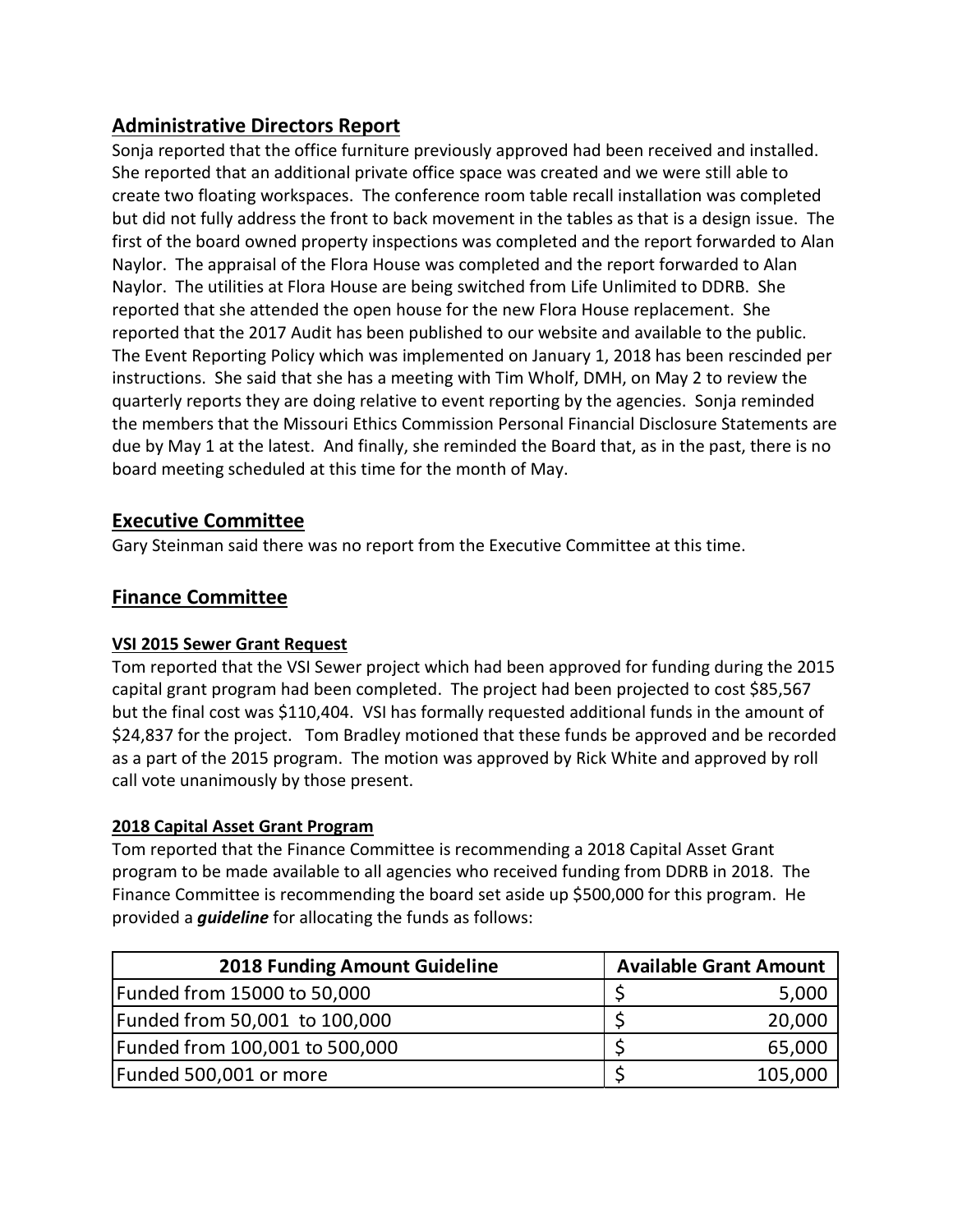## Administrative Directors Report

Sonja reported that the office furniture previously approved had been received and installed. She reported that an additional private office space was created and we were still able to create two floating workspaces. The conference room table recall installation was completed but did not fully address the front to back movement in the tables as that is a design issue. The first of the board owned property inspections was completed and the report forwarded to Alan Naylor. The appraisal of the Flora House was completed and the report forwarded to Alan Naylor. The utilities at Flora House are being switched from Life Unlimited to DDRB. She reported that she attended the open house for the new Flora House replacement. She reported that the 2017 Audit has been published to our website and available to the public. The Event Reporting Policy which was implemented on January 1, 2018 has been rescinded per instructions. She said that she has a meeting with Tim Wholf, DMH, on May 2 to review the quarterly reports they are doing relative to event reporting by the agencies. Sonja reminded the members that the Missouri Ethics Commission Personal Financial Disclosure Statements are due by May 1 at the latest. And finally, she reminded the Board that, as in the past, there is no board meeting scheduled at this time for the month of May.

## Executive Committee

Gary Steinman said there was no report from the Executive Committee at this time.

## Finance Committee

### VSI 2015 Sewer Grant Request

Tom reported that the VSI Sewer project which had been approved for funding during the 2015 capital grant program had been completed. The project had been projected to cost $85,567 but the final cost was $110,404. VSI has formally requested additional funds in the amount of $24,837 for the project. Tom Bradley motioned that these funds be approved and be recorded as a part of the 2015 program. The motion was approved by Rick White and approved by roll call vote unanimously by those present.

### 2018 Capital Asset Grant Program

Tom reported that the Finance Committee is recommending a 2018 Capital Asset Grant program to be made available to all agencies who received funding from DDRB in 2018. The Finance Committee is recommending the board set aside up $500,000 for this program. He provided a ***guideline*** for allocating the funds as follows:

| 2018 Funding Amount Guideline | Available Grant Amount |
|---|---|
| Funded from 15000 to 50,000 | $ 5,000 |
| Funded from 50,001 to 100,000 | $ 20,000 |
| Funded from 100,001 to 500,000 | $ 65,000 |
| Funded 500,001 or more | $ 105,000 |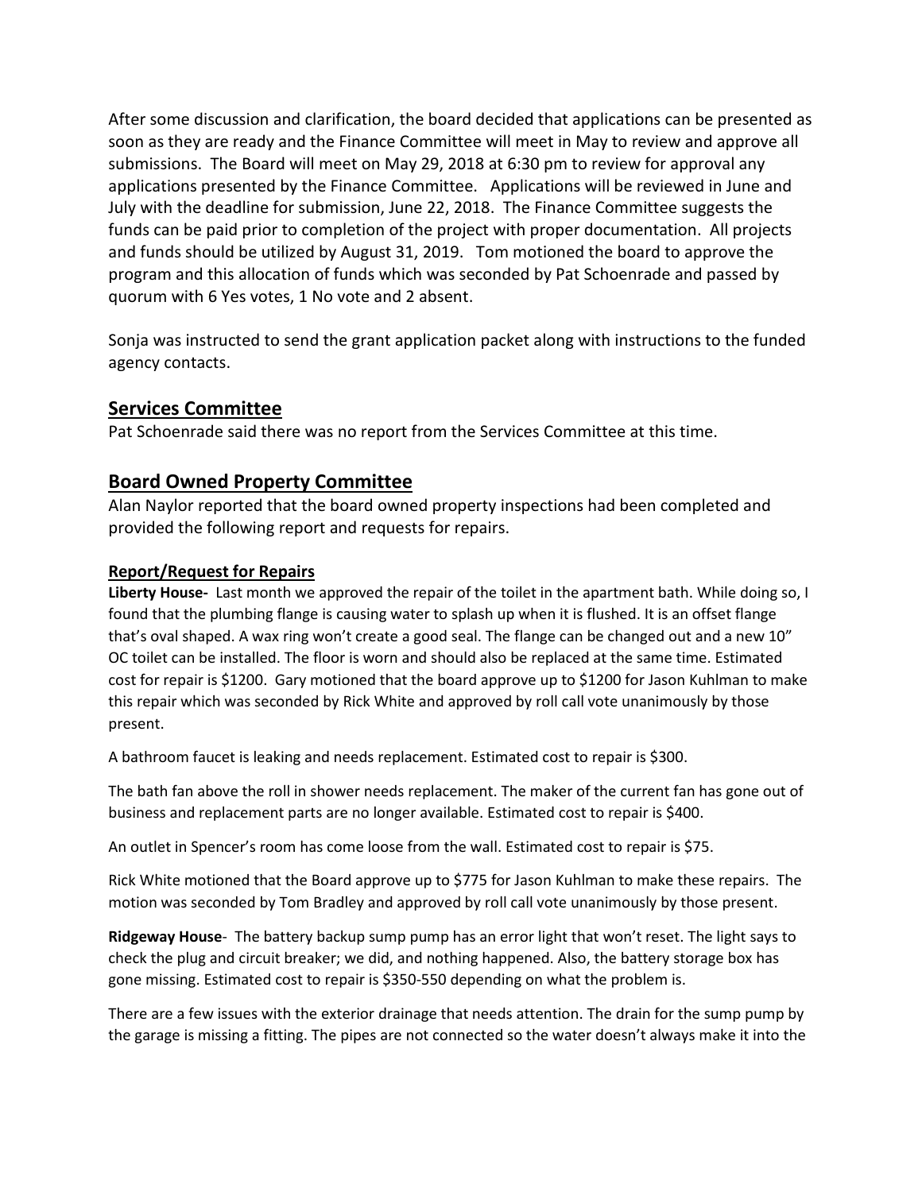After some discussion and clarification, the board decided that applications can be presented as soon as they are ready and the Finance Committee will meet in May to review and approve all submissions. The Board will meet on May 29, 2018 at 6:30 pm to review for approval any applications presented by the Finance Committee. Applications will be reviewed in June and July with the deadline for submission, June 22, 2018. The Finance Committee suggests the funds can be paid prior to completion of the project with proper documentation. All projects and funds should be utilized by August 31, 2019. Tom motioned the board to approve the program and this allocation of funds which was seconded by Pat Schoenrade and passed by quorum with 6 Yes votes, 1 No vote and 2 absent.

Sonja was instructed to send the grant application packet along with instructions to the funded agency contacts.

## Services Committee

Pat Schoenrade said there was no report from the Services Committee at this time.

## Board Owned Property Committee

Alan Naylor reported that the board owned property inspections had been completed and provided the following report and requests for repairs.

### Report/Request for Repairs

**Liberty House-** Last month we approved the repair of the toilet in the apartment bath. While doing so, I found that the plumbing flange is causing water to splash up when it is flushed. It is an offset flange that's oval shaped. A wax ring won't create a good seal. The flange can be changed out and a new 10" OC toilet can be installed. The floor is worn and should also be replaced at the same time. Estimated cost for repair is $1200. Gary motioned that the board approve up to $1200 for Jason Kuhlman to make this repair which was seconded by Rick White and approved by roll call vote unanimously by those present.

A bathroom faucet is leaking and needs replacement. Estimated cost to repair is $300.

The bath fan above the roll in shower needs replacement. The maker of the current fan has gone out of business and replacement parts are no longer available. Estimated cost to repair is $400.

An outlet in Spencer's room has come loose from the wall. Estimated cost to repair is $75.

Rick White motioned that the Board approve up to $775 for Jason Kuhlman to make these repairs. The motion was seconded by Tom Bradley and approved by roll call vote unanimously by those present.

**Ridgeway House**- The battery backup sump pump has an error light that won't reset. The light says to check the plug and circuit breaker; we did, and nothing happened. Also, the battery storage box has gone missing. Estimated cost to repair is $350-550 depending on what the problem is.

There are a few issues with the exterior drainage that needs attention. The drain for the sump pump by the garage is missing a fitting. The pipes are not connected so the water doesn't always make it into the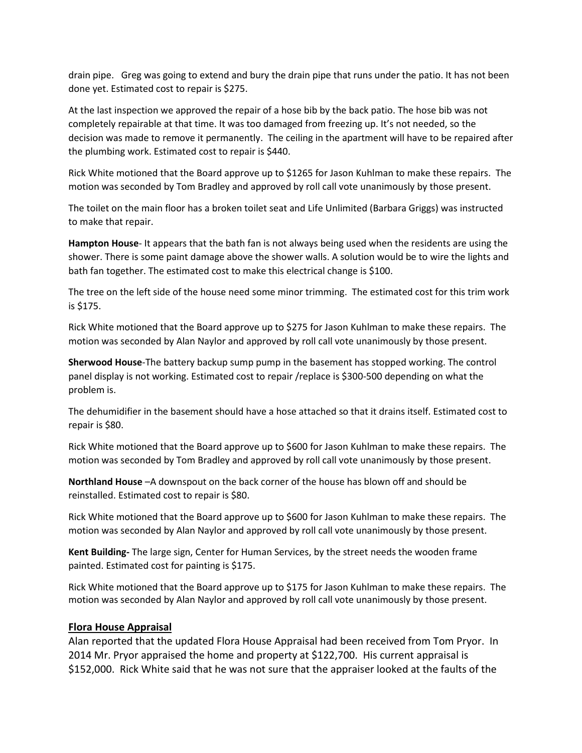drain pipe.   Greg was going to extend and bury the drain pipe that runs under the patio. It has not been done yet. Estimated cost to repair is $275.

At the last inspection we approved the repair of a hose bib by the back patio. The hose bib was not completely repairable at that time. It was too damaged from freezing up. It's not needed, so the decision was made to remove it permanently.  The ceiling in the apartment will have to be repaired after the plumbing work. Estimated cost to repair is $440.

Rick White motioned that the Board approve up to $1265 for Jason Kuhlman to make these repairs.  The motion was seconded by Tom Bradley and approved by roll call vote unanimously by those present.

The toilet on the main floor has a broken toilet seat and Life Unlimited (Barbara Griggs) was instructed to make that repair.

**Hampton House**- It appears that the bath fan is not always being used when the residents are using the shower. There is some paint damage above the shower walls. A solution would be to wire the lights and bath fan together. The estimated cost to make this electrical change is $100.

The tree on the left side of the house need some minor trimming.  The estimated cost for this trim work is $175.

Rick White motioned that the Board approve up to $275 for Jason Kuhlman to make these repairs.  The motion was seconded by Alan Naylor and approved by roll call vote unanimously by those present.

**Sherwood House**-The battery backup sump pump in the basement has stopped working. The control panel display is not working. Estimated cost to repair /replace is $300-500 depending on what the problem is.

The dehumidifier in the basement should have a hose attached so that it drains itself. Estimated cost to repair is $80.

Rick White motioned that the Board approve up to $600 for Jason Kuhlman to make these repairs.  The motion was seconded by Tom Bradley and approved by roll call vote unanimously by those present.

**Northland House** –A downspout on the back corner of the house has blown off and should be reinstalled. Estimated cost to repair is $80.

Rick White motioned that the Board approve up to $600 for Jason Kuhlman to make these repairs.  The motion was seconded by Alan Naylor and approved by roll call vote unanimously by those present.

**Kent Building-** The large sign, Center for Human Services, by the street needs the wooden frame painted. Estimated cost for painting is $175.

Rick White motioned that the Board approve up to $175 for Jason Kuhlman to make these repairs.  The motion was seconded by Alan Naylor and approved by roll call vote unanimously by those present.

## Flora House Appraisal

Alan reported that the updated Flora House Appraisal had been received from Tom Pryor.  In 2014 Mr. Pryor appraised the home and property at $122,700.  His current appraisal is $152,000.  Rick White said that he was not sure that the appraiser looked at the faults of the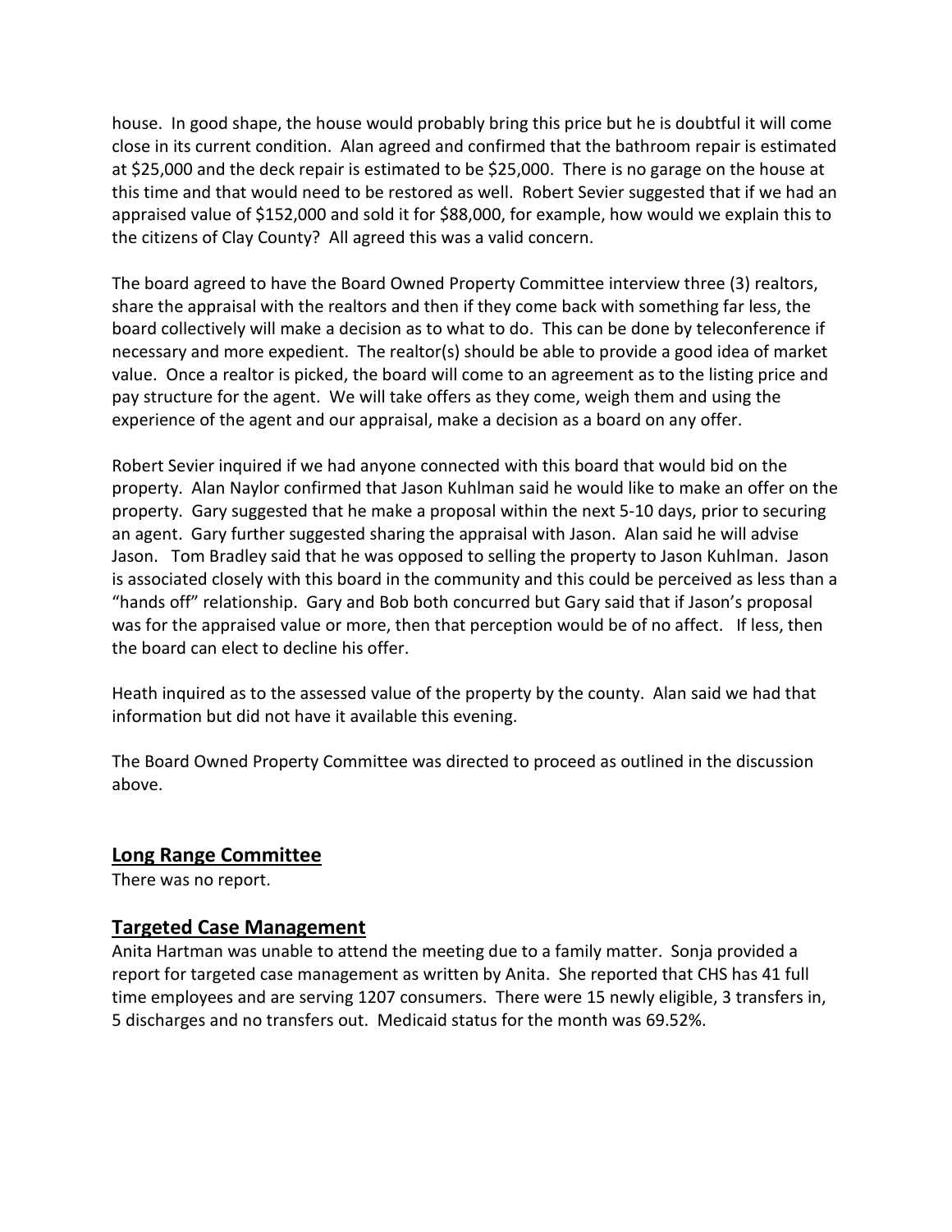house. In good shape, the house would probably bring this price but he is doubtful it will come close in its current condition. Alan agreed and confirmed that the bathroom repair is estimated at $25,000 and the deck repair is estimated to be $25,000. There is no garage on the house at this time and that would need to be restored as well. Robert Sevier suggested that if we had an appraised value of $152,000 and sold it for $88,000, for example, how would we explain this to the citizens of Clay County? All agreed this was a valid concern.

The board agreed to have the Board Owned Property Committee interview three (3) realtors, share the appraisal with the realtors and then if they come back with something far less, the board collectively will make a decision as to what to do. This can be done by teleconference if necessary and more expedient. The realtor(s) should be able to provide a good idea of market value. Once a realtor is picked, the board will come to an agreement as to the listing price and pay structure for the agent. We will take offers as they come, weigh them and using the experience of the agent and our appraisal, make a decision as a board on any offer.

Robert Sevier inquired if we had anyone connected with this board that would bid on the property. Alan Naylor confirmed that Jason Kuhlman said he would like to make an offer on the property. Gary suggested that he make a proposal within the next 5-10 days, prior to securing an agent. Gary further suggested sharing the appraisal with Jason. Alan said he will advise Jason. Tom Bradley said that he was opposed to selling the property to Jason Kuhlman. Jason is associated closely with this board in the community and this could be perceived as less than a "hands off" relationship. Gary and Bob both concurred but Gary said that if Jason's proposal was for the appraised value or more, then that perception would be of no affect. If less, then the board can elect to decline his offer.

Heath inquired as to the assessed value of the property by the county. Alan said we had that information but did not have it available this evening.

The Board Owned Property Committee was directed to proceed as outlined in the discussion above.

## Long Range Committee

There was no report.

## Targeted Case Management

Anita Hartman was unable to attend the meeting due to a family matter. Sonja provided a report for targeted case management as written by Anita. She reported that CHS has 41 full time employees and are serving 1207 consumers. There were 15 newly eligible, 3 transfers in, 5 discharges and no transfers out. Medicaid status for the month was 69.52%.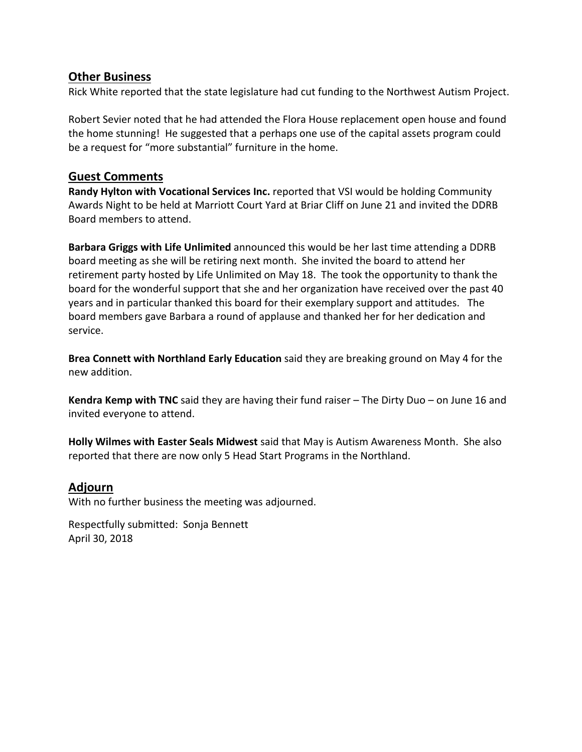## Other Business

Rick White reported that the state legislature had cut funding to the Northwest Autism Project.

Robert Sevier noted that he had attended the Flora House replacement open house and found the home stunning! He suggested that a perhaps one use of the capital assets program could be a request for "more substantial" furniture in the home.

## Guest Comments

**Randy Hylton with Vocational Services Inc.** reported that VSI would be holding Community Awards Night to be held at Marriott Court Yard at Briar Cliff on June 21 and invited the DDRB Board members to attend.

**Barbara Griggs with Life Unlimited** announced this would be her last time attending a DDRB board meeting as she will be retiring next month. She invited the board to attend her retirement party hosted by Life Unlimited on May 18. The took the opportunity to thank the board for the wonderful support that she and her organization have received over the past 40 years and in particular thanked this board for their exemplary support and attitudes. The board members gave Barbara a round of applause and thanked her for her dedication and service.

**Brea Connett with Northland Early Education** said they are breaking ground on May 4 for the new addition.

**Kendra Kemp with TNC** said they are having their fund raiser – The Dirty Duo – on June 16 and invited everyone to attend.

**Holly Wilmes with Easter Seals Midwest** said that May is Autism Awareness Month. She also reported that there are now only 5 Head Start Programs in the Northland.

## Adjourn

With no further business the meeting was adjourned.

Respectfully submitted: Sonja Bennett
April 30, 2018